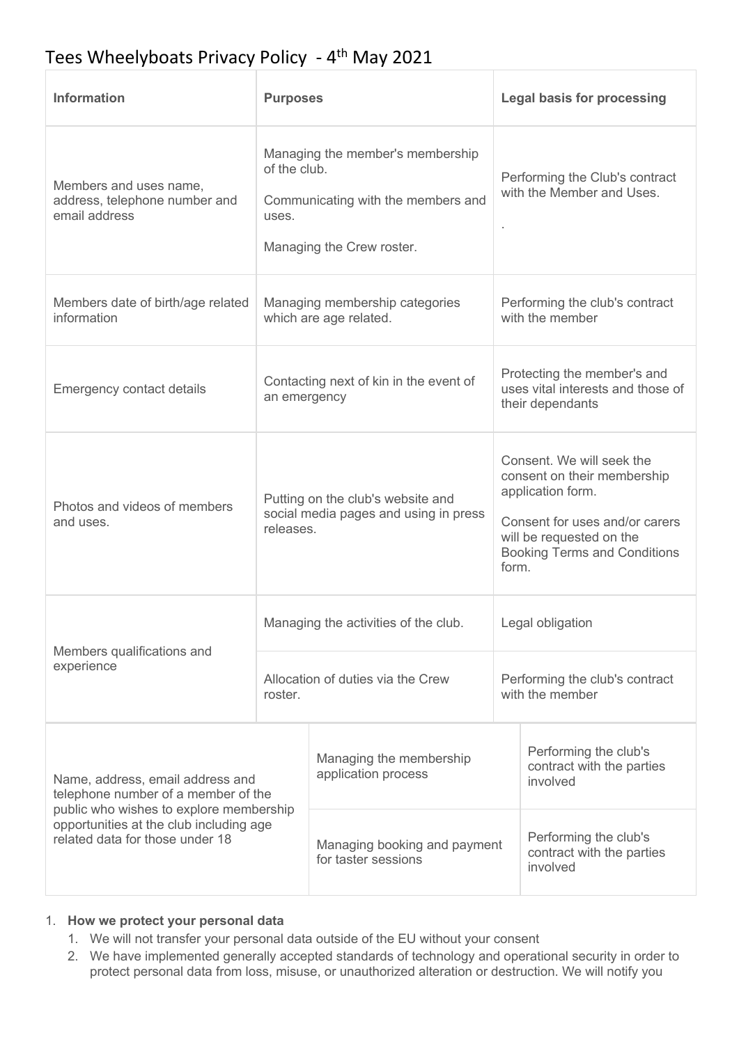# Tees Wheelyboats Privacy Policy - 4th May 2021

| Information | Purposes | Legal basis for processing |
| --- | --- | --- |
| Members and uses name, address, telephone number and email address | Managing the member's membership of the club.<br><br>Communicating with the members and uses.<br><br>Managing the Crew roster. | Performing the Club's contract with the Member and Uses.<br><br>. |
| Members date of birth/age related information | Managing membership categories which are age related. | Performing the club's contract with the member |
| Emergency contact details | Contacting next of kin in the event of an emergency | Protecting the member's and uses vital interests and those of their dependants |
| Photos and videos of members and uses. | Putting on the club's website and social media pages and using in press releases. | Consent. We will seek the consent on their membership application form.<br><br>Consent for uses and/or carers will be requested on the Booking Terms and Conditions form. |
| Members qualifications and experience | Managing the activities of the club. | Legal obligation |
| | Allocation of duties via the Crew roster. | Performing the club's contract with the member |
| Name, address, email address and telephone number of a member of the public who wishes to explore membership opportunities at the club including age related data for those under 18 | Managing the membership application process | Performing the club's contract with the parties involved |
| | Managing booking and payment for taster sessions | Performing the club's contract with the parties involved |

1. **How we protect your personal data**
   1. We will not transfer your personal data outside of the EU without your consent
   2. We have implemented generally accepted standards of technology and operational security in order to protect personal data from loss, misuse, or unauthorized alteration or destruction. We will notify you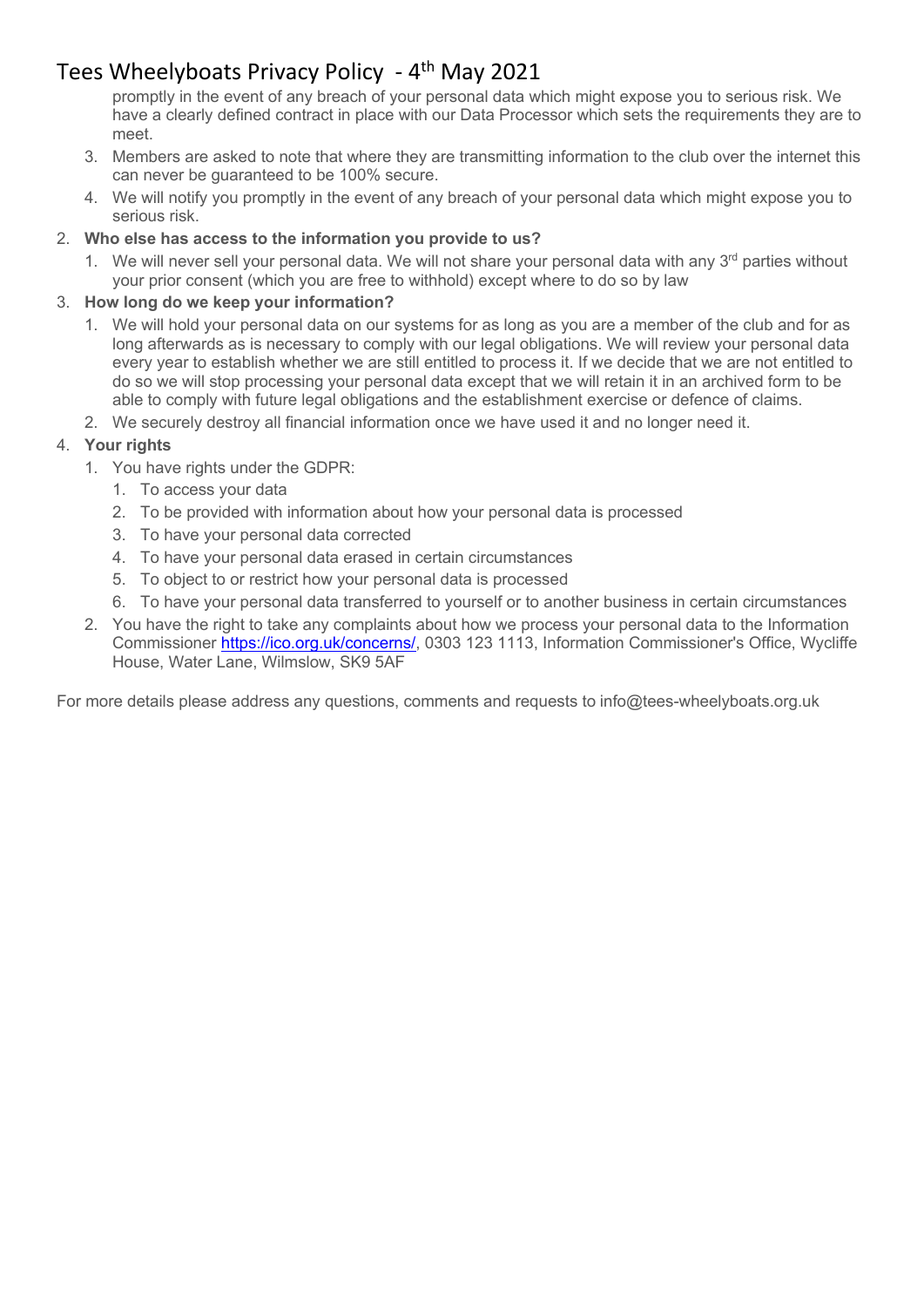promptly in the event of any breach of your personal data which might expose you to serious risk. We have a clearly defined contract in place with our Data Processor which sets the requirements they are to meet.

3. Members are asked to note that where they are transmitting information to the club over the internet this can never be guaranteed to be 100% secure.
4. We will notify you promptly in the event of any breach of your personal data which might expose you to serious risk.

2. **Who else has access to the information you provide to us?**
   1. We will never sell your personal data. We will not share your personal data with any 3rd parties without your prior consent (which you are free to withhold) except where to do so by law
3. **How long do we keep your information?**
   1. We will hold your personal data on our systems for as long as you are a member of the club and for as long afterwards as is necessary to comply with our legal obligations. We will review your personal data every year to establish whether we are still entitled to process it. If we decide that we are not entitled to do so we will stop processing your personal data except that we will retain it in an archived form to be able to comply with future legal obligations and the establishment exercise or defence of claims.
   2. We securely destroy all financial information once we have used it and no longer need it.
4. **Your rights**
   1. You have rights under the GDPR:
      1. To access your data
      2. To be provided with information about how your personal data is processed
      3. To have your personal data corrected
      4. To have your personal data erased in certain circumstances
      5. To object to or restrict how your personal data is processed
      6. To have your personal data transferred to yourself or to another business in certain circumstances
   2. You have the right to take any complaints about how we process your personal data to the Information Commissioner https://ico.org.uk/concerns/, 0303 123 1113, Information Commissioner's Office, Wycliffe House, Water Lane, Wilmslow, SK9 5AF

For more details please address any questions, comments and requests to info@tees-wheelyboats.org.uk